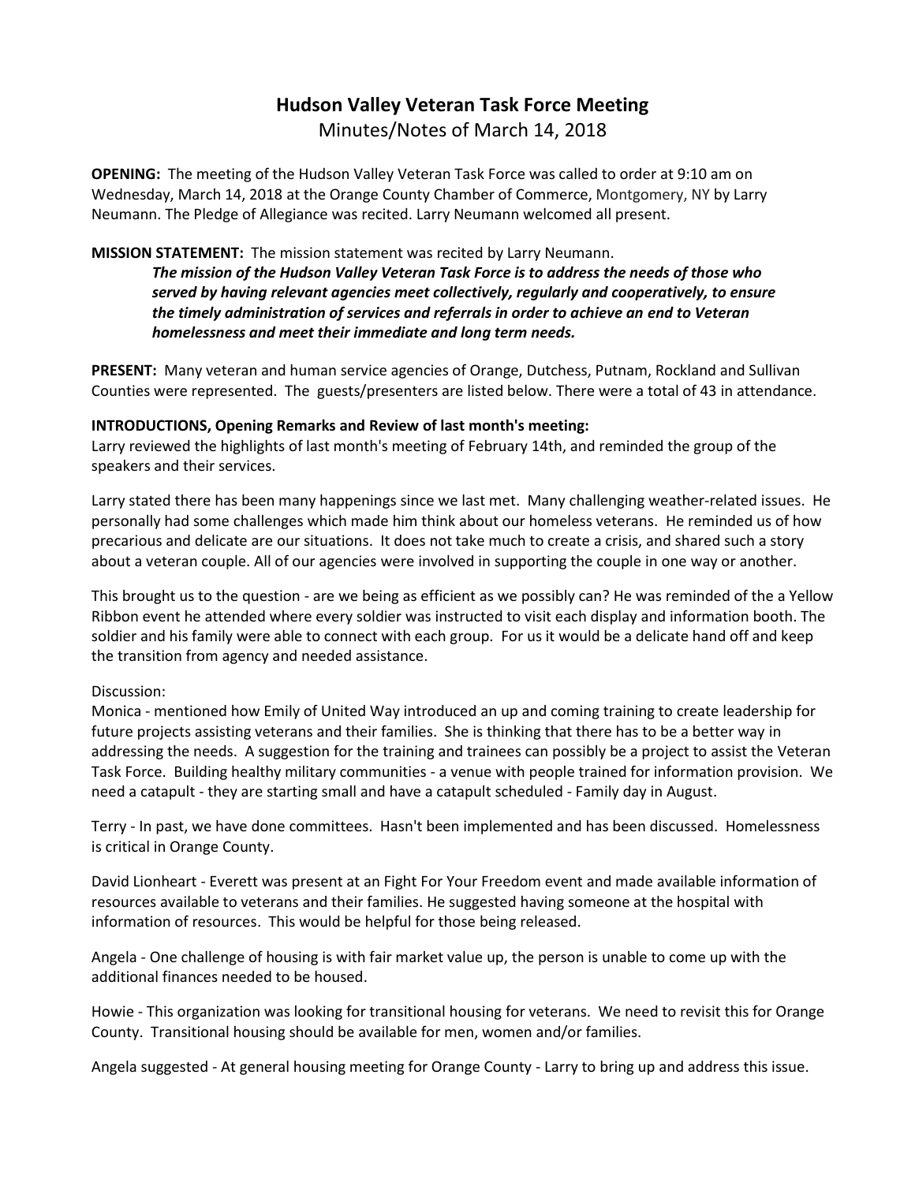# Hudson Valley Veteran Task Force Meeting

Minutes/Notes of March 14, 2018

**OPENING:** The meeting of the Hudson Valley Veteran Task Force was called to order at 9:10 am on Wednesday, March 14, 2018 at the Orange County Chamber of Commerce, Montgomery, NY by Larry Neumann. The Pledge of Allegiance was recited. Larry Neumann welcomed all present.

**MISSION STATEMENT:** The mission statement was recited by Larry Neumann.

> ***The mission of the Hudson Valley Veteran Task Force is to address the needs of those who served by having relevant agencies meet collectively, regularly and cooperatively, to ensure the timely administration of services and referrals in order to achieve an end to Veteran homelessness and meet their immediate and long term needs.***

**PRESENT:** Many veteran and human service agencies of Orange, Dutchess, Putnam, Rockland and Sullivan Counties were represented. The guests/presenters are listed below. There were a total of 43 in attendance.

**INTRODUCTIONS, Opening Remarks and Review of last month's meeting:**

Larry reviewed the highlights of last month's meeting of February 14th, and reminded the group of the speakers and their services.

Larry stated there has been many happenings since we last met. Many challenging weather-related issues. He personally had some challenges which made him think about our homeless veterans. He reminded us of how precarious and delicate are our situations. It does not take much to create a crisis, and shared such a story about a veteran couple. All of our agencies were involved in supporting the couple in one way or another.

This brought us to the question - are we being as efficient as we possibly can? He was reminded of the a Yellow Ribbon event he attended where every soldier was instructed to visit each display and information booth. The soldier and his family were able to connect with each group. For us it would be a delicate hand off and keep the transition from agency and needed assistance.

Discussion:

Monica - mentioned how Emily of United Way introduced an up and coming training to create leadership for future projects assisting veterans and their families. She is thinking that there has to be a better way in addressing the needs. A suggestion for the training and trainees can possibly be a project to assist the Veteran Task Force. Building healthy military communities - a venue with people trained for information provision. We need a catapult - they are starting small and have a catapult scheduled - Family day in August.

Terry - In past, we have done committees. Hasn't been implemented and has been discussed. Homelessness is critical in Orange County.

David Lionheart - Everett was present at an Fight For Your Freedom event and made available information of resources available to veterans and their families. He suggested having someone at the hospital with information of resources. This would be helpful for those being released.

Angela - One challenge of housing is with fair market value up, the person is unable to come up with the additional finances needed to be housed.

Howie - This organization was looking for transitional housing for veterans. We need to revisit this for Orange County. Transitional housing should be available for men, women and/or families.

Angela suggested - At general housing meeting for Orange County - Larry to bring up and address this issue.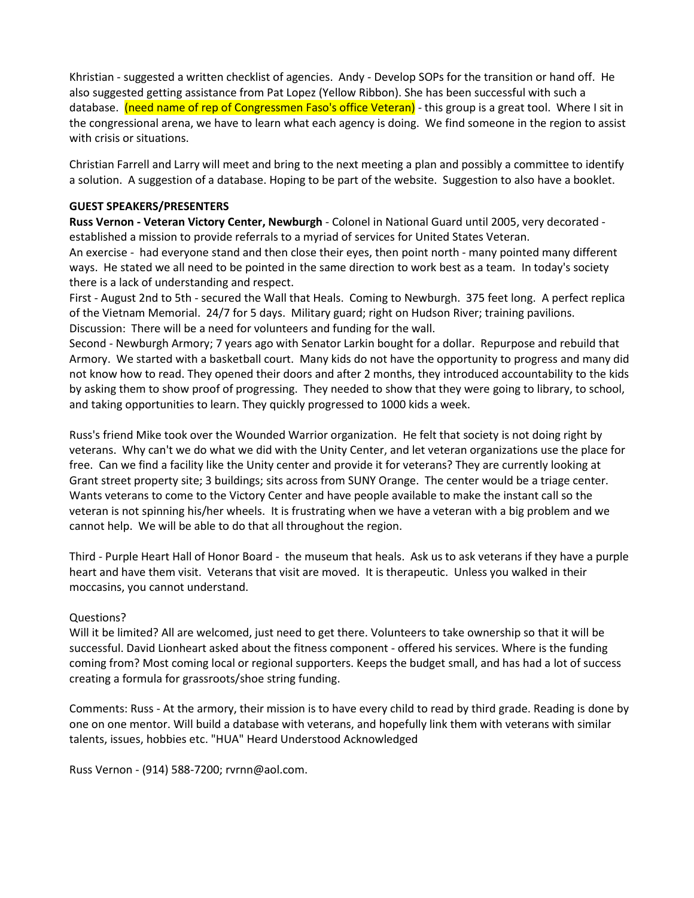Khristian - suggested a written checklist of agencies. Andy - Develop SOPs for the transition or hand off. He also suggested getting assistance from Pat Lopez (Yellow Ribbon). She has been successful with such a database. (need name of rep of Congressmen Faso's office Veteran) - this group is a great tool. Where I sit in the congressional arena, we have to learn what each agency is doing. We find someone in the region to assist with crisis or situations.

Christian Farrell and Larry will meet and bring to the next meeting a plan and possibly a committee to identify a solution. A suggestion of a database. Hoping to be part of the website. Suggestion to also have a booklet.

**GUEST SPEAKERS/PRESENTERS**

**Russ Vernon - Veteran Victory Center, Newburgh** - Colonel in National Guard until 2005, very decorated - established a mission to provide referrals to a myriad of services for United States Veteran.
An exercise - had everyone stand and then close their eyes, then point north - many pointed many different ways. He stated we all need to be pointed in the same direction to work best as a team. In today's society there is a lack of understanding and respect.
First - August 2nd to 5th - secured the Wall that Heals. Coming to Newburgh. 375 feet long. A perfect replica of the Vietnam Memorial. 24/7 for 5 days. Military guard; right on Hudson River; training pavilions.
Discussion: There will be a need for volunteers and funding for the wall.
Second - Newburgh Armory; 7 years ago with Senator Larkin bought for a dollar. Repurpose and rebuild that Armory. We started with a basketball court. Many kids do not have the opportunity to progress and many did not know how to read. They opened their doors and after 2 months, they introduced accountability to the kids by asking them to show proof of progressing. They needed to show that they were going to library, to school, and taking opportunities to learn. They quickly progressed to 1000 kids a week.

Russ's friend Mike took over the Wounded Warrior organization. He felt that society is not doing right by veterans. Why can't we do what we did with the Unity Center, and let veteran organizations use the place for free. Can we find a facility like the Unity center and provide it for veterans? They are currently looking at Grant street property site; 3 buildings; sits across from SUNY Orange. The center would be a triage center. Wants veterans to come to the Victory Center and have people available to make the instant call so the veteran is not spinning his/her wheels. It is frustrating when we have a veteran with a big problem and we cannot help. We will be able to do that all throughout the region.

Third - Purple Heart Hall of Honor Board - the museum that heals. Ask us to ask veterans if they have a purple heart and have them visit. Veterans that visit are moved. It is therapeutic. Unless you walked in their moccasins, you cannot understand.

Questions?
Will it be limited? All are welcomed, just need to get there. Volunteers to take ownership so that it will be successful. David Lionheart asked about the fitness component - offered his services. Where is the funding coming from? Most coming local or regional supporters. Keeps the budget small, and has had a lot of success creating a formula for grassroots/shoe string funding.

Comments: Russ - At the armory, their mission is to have every child to read by third grade. Reading is done by one on one mentor. Will build a database with veterans, and hopefully link them with veterans with similar talents, issues, hobbies etc. "HUA" Heard Understood Acknowledged

Russ Vernon - (914) 588-7200; rvrnn@aol.com.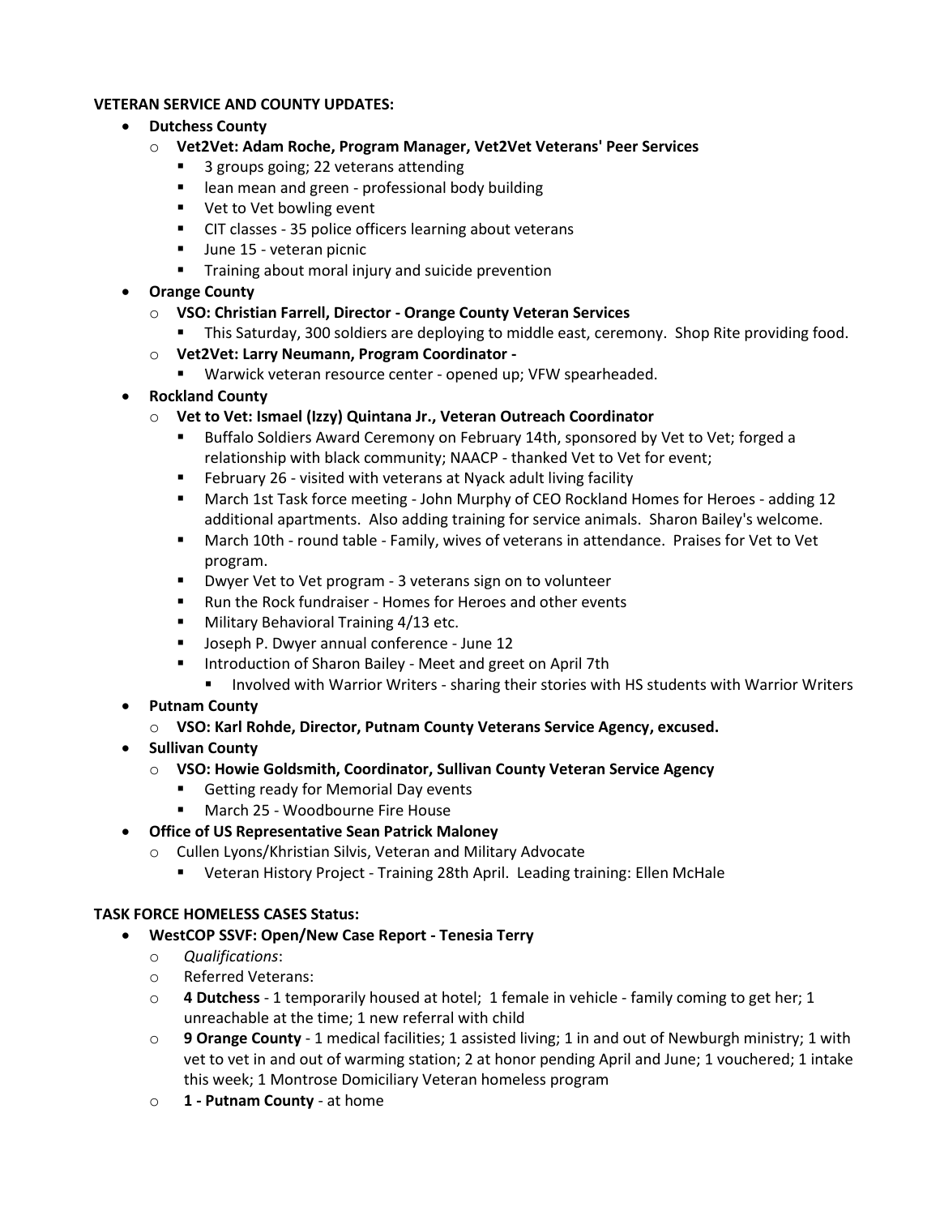**VETERAN SERVICE AND COUNTY UPDATES:**

- **Dutchess County**
  - **Vet2Vet: Adam Roche, Program Manager, Vet2Vet Veterans' Peer Services**
    - 3 groups going; 22 veterans attending
    - lean mean and green - professional body building
    - Vet to Vet bowling event
    - CIT classes - 35 police officers learning about veterans
    - June 15 - veteran picnic
    - Training about moral injury and suicide prevention
- **Orange County**
  - **VSO: Christian Farrell, Director - Orange County Veteran Services**
    - This Saturday, 300 soldiers are deploying to middle east, ceremony. Shop Rite providing food.
  - **Vet2Vet: Larry Neumann, Program Coordinator -**
    - Warwick veteran resource center - opened up; VFW spearheaded.
- **Rockland County**
  - **Vet to Vet: Ismael (Izzy) Quintana Jr., Veteran Outreach Coordinator**
    - Buffalo Soldiers Award Ceremony on February 14th, sponsored by Vet to Vet; forged a relationship with black community; NAACP - thanked Vet to Vet for event;
    - February 26 - visited with veterans at Nyack adult living facility
    - March 1st Task force meeting - John Murphy of CEO Rockland Homes for Heroes - adding 12 additional apartments. Also adding training for service animals. Sharon Bailey's welcome.
    - March 10th - round table - Family, wives of veterans in attendance. Praises for Vet to Vet program.
    - Dwyer Vet to Vet program - 3 veterans sign on to volunteer
    - Run the Rock fundraiser - Homes for Heroes and other events
    - Military Behavioral Training 4/13 etc.
    - Joseph P. Dwyer annual conference - June 12
    - Introduction of Sharon Bailey - Meet and greet on April 7th
      - Involved with Warrior Writers - sharing their stories with HS students with Warrior Writers
- **Putnam County**
  - **VSO: Karl Rohde, Director, Putnam County Veterans Service Agency, excused.**
- **Sullivan County**
  - **VSO: Howie Goldsmith, Coordinator, Sullivan County Veteran Service Agency**
    - Getting ready for Memorial Day events
    - March 25 - Woodbourne Fire House
- **Office of US Representative Sean Patrick Maloney**
  - Cullen Lyons/Khristian Silvis, Veteran and Military Advocate
    - Veteran History Project - Training 28th April. Leading training: Ellen McHale

**TASK FORCE HOMELESS CASES Status:**

- **WestCOP SSVF: Open/New Case Report - Tenesia Terry**
  - *Qualifications*:
  - Referred Veterans:
  - **4 Dutchess** - 1 temporarily housed at hotel; 1 female in vehicle - family coming to get her; 1 unreachable at the time; 1 new referral with child
  - **9 Orange County** - 1 medical facilities; 1 assisted living; 1 in and out of Newburgh ministry; 1 with vet to vet in and out of warming station; 2 at honor pending April and June; 1 vouchered; 1 intake this week; 1 Montrose Domiciliary Veteran homeless program
  - **1 - Putnam County** - at home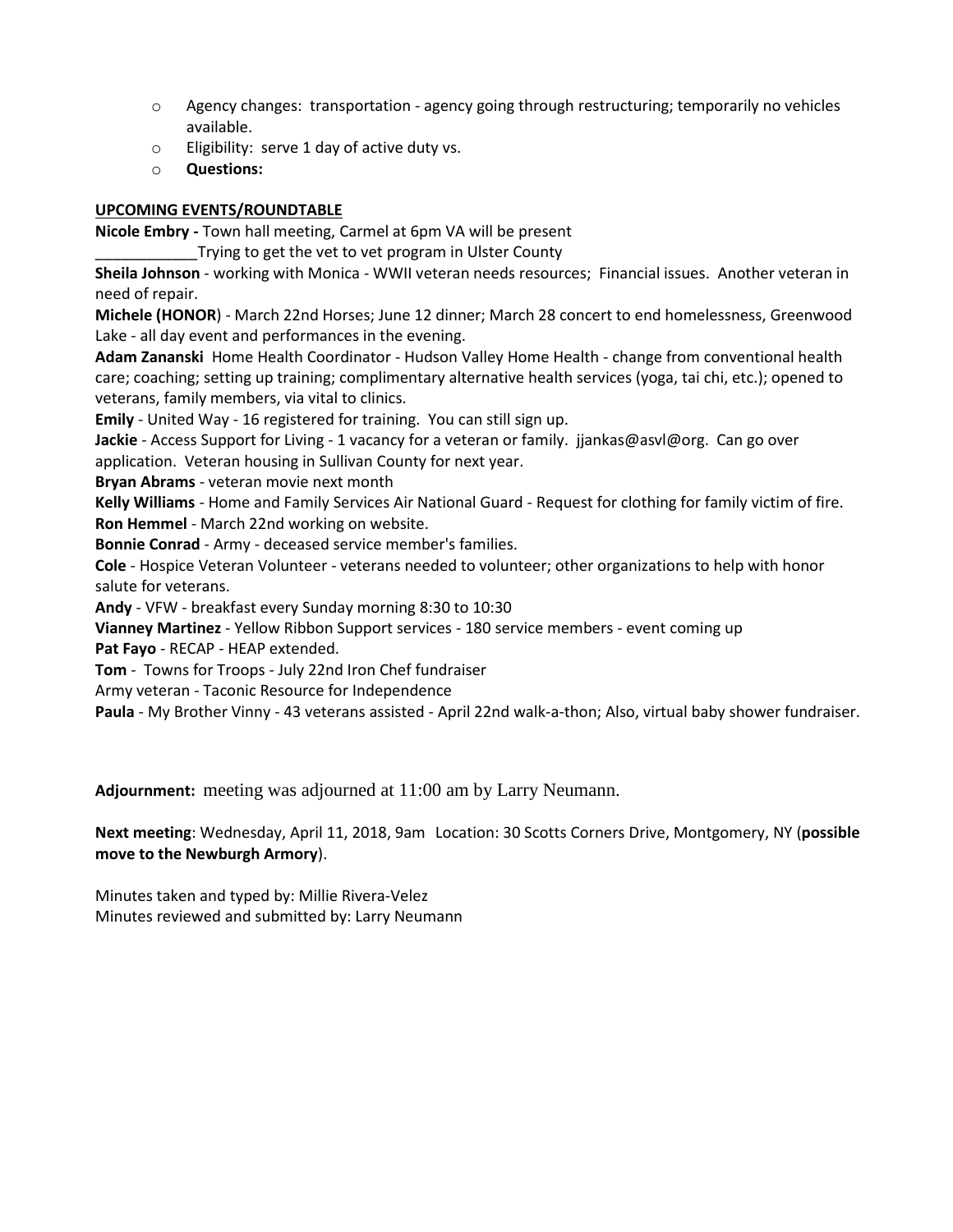- Agency changes: transportation - agency going through restructuring; temporarily no vehicles available.
- Eligibility: serve 1 day of active duty vs.
- **Questions:**

**UPCOMING EVENTS/ROUNDTABLE**

**Nicole Embry -** Town hall meeting, Carmel at 6pm VA will be present

____________Trying to get the vet to vet program in Ulster County

**Sheila Johnson** - working with Monica - WWII veteran needs resources; Financial issues. Another veteran in need of repair.

**Michele (HONOR**) - March 22nd Horses; June 12 dinner; March 28 concert to end homelessness, Greenwood Lake - all day event and performances in the evening.

**Adam Zananski** Home Health Coordinator - Hudson Valley Home Health - change from conventional health care; coaching; setting up training; complimentary alternative health services (yoga, tai chi, etc.); opened to veterans, family members, via vital to clinics.

**Emily** - United Way - 16 registered for training. You can still sign up.

**Jackie** - Access Support for Living - 1 vacancy for a veteran or family. jjankas@asvl@org. Can go over application. Veteran housing in Sullivan County for next year.

**Bryan Abrams** - veteran movie next month

**Kelly Williams** - Home and Family Services Air National Guard - Request for clothing for family victim of fire.

**Ron Hemmel** - March 22nd working on website.

**Bonnie Conrad** - Army - deceased service member's families.

**Cole** - Hospice Veteran Volunteer - veterans needed to volunteer; other organizations to help with honor salute for veterans.

**Andy** - VFW - breakfast every Sunday morning 8:30 to 10:30

**Vianney Martinez** - Yellow Ribbon Support services - 180 service members - event coming up

**Pat Fayo** - RECAP - HEAP extended.

**Tom** - Towns for Troops - July 22nd Iron Chef fundraiser

Army veteran - Taconic Resource for Independence

**Paula** - My Brother Vinny - 43 veterans assisted - April 22nd walk-a-thon; Also, virtual baby shower fundraiser.

**Adjournment:** meeting was adjourned at 11:00 am by Larry Neumann.

**Next meeting**: Wednesday, April 11, 2018, 9am Location: 30 Scotts Corners Drive, Montgomery, NY (**possible move to the Newburgh Armory**).

Minutes taken and typed by: Millie Rivera-Velez
Minutes reviewed and submitted by: Larry Neumann